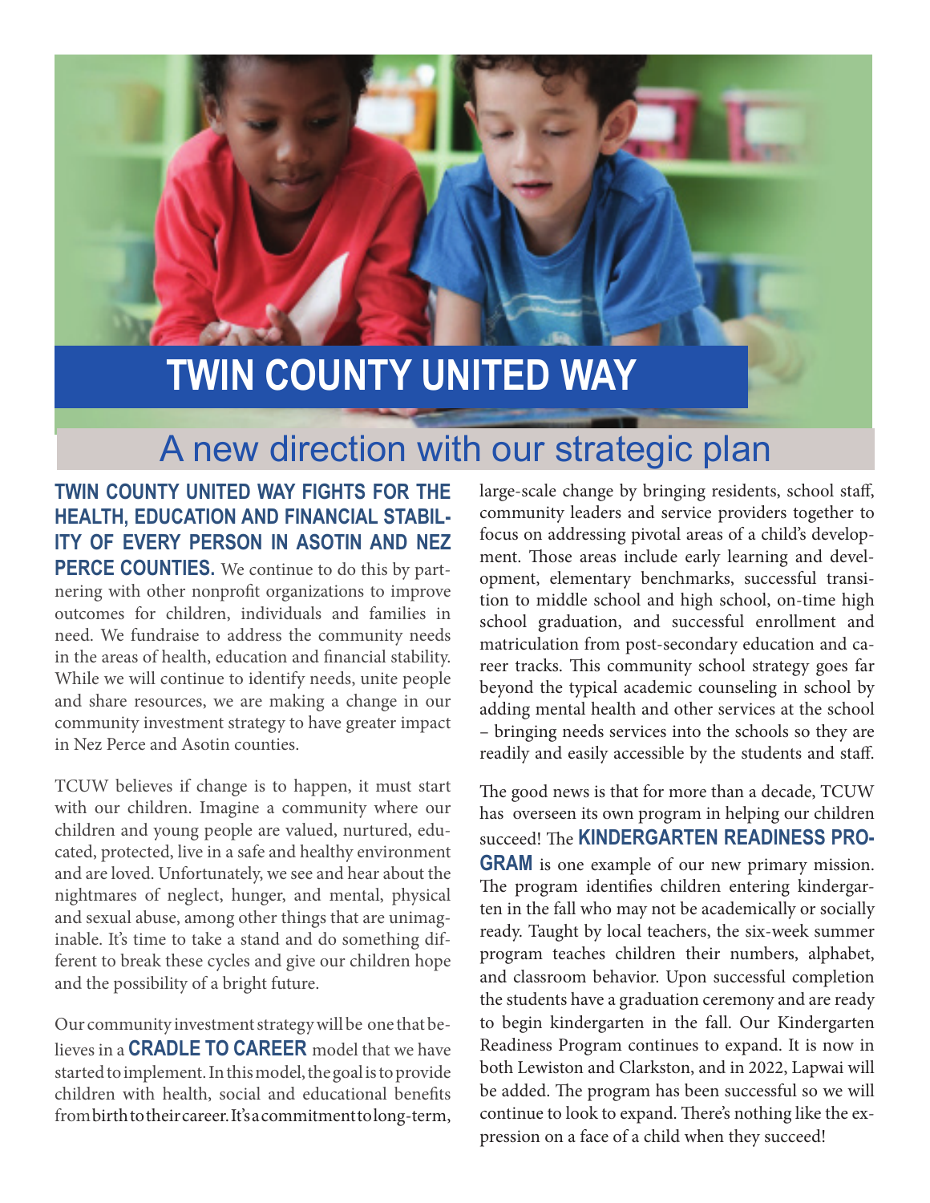# TWIN COUNTY UNITED WAY

## A new direction with our strategic plan

**TWIN COUNTY UNITED WAY FIGHTS FOR THE HEALTH, EDUCATION AND FINANCIAL STABILITY OF EVERY PERSON IN ASOTIN AND NEZ PERCE COUNTIES.** We continue to do this by partnering with other nonprofit organizations to improve outcomes for children, individuals and families in need. We fundraise to address the community needs in the areas of health, education and financial stability. While we will continue to identify needs, unite people and share resources, we are making a change in our community investment strategy to have greater impact in Nez Perce and Asotin counties.

TCUW believes if change is to happen, it must start with our children. Imagine a community where our children and young people are valued, nurtured, educated, protected, live in a safe and healthy environment and are loved. Unfortunately, we see and hear about the nightmares of neglect, hunger, and mental, physical and sexual abuse, among other things that are unimaginable. It's time to take a stand and do something different to break these cycles and give our children hope and the possibility of a bright future.

Our community investment strategy will be one that believes in a **CRADLE TO CAREER** model that we have started to implement. In this model, the goal is to provide children with health, social and educational benefits from birth to their career. It's a commitment to long-term, large-scale change by bringing residents, school staff, community leaders and service providers together to focus on addressing pivotal areas of a child's development. Those areas include early learning and development, elementary benchmarks, successful transition to middle school and high school, on-time high school graduation, and successful enrollment and matriculation from post-secondary education and career tracks. This community school strategy goes far beyond the typical academic counseling in school by adding mental health and other services at the school – bringing needs services into the schools so they are readily and easily accessible by the students and staff.

The good news is that for more than a decade, TCUW has overseen its own program in helping our children succeed! The **KINDERGARTEN READINESS PROGRAM** is one example of our new primary mission. The program identifies children entering kindergarten in the fall who may not be academically or socially ready. Taught by local teachers, the six-week summer program teaches children their numbers, alphabet, and classroom behavior. Upon successful completion the students have a graduation ceremony and are ready to begin kindergarten in the fall. Our Kindergarten Readiness Program continues to expand. It is now in both Lewiston and Clarkston, and in 2022, Lapwai will be added. The program has been successful so we will continue to look to expand. There's nothing like the expression on a face of a child when they succeed!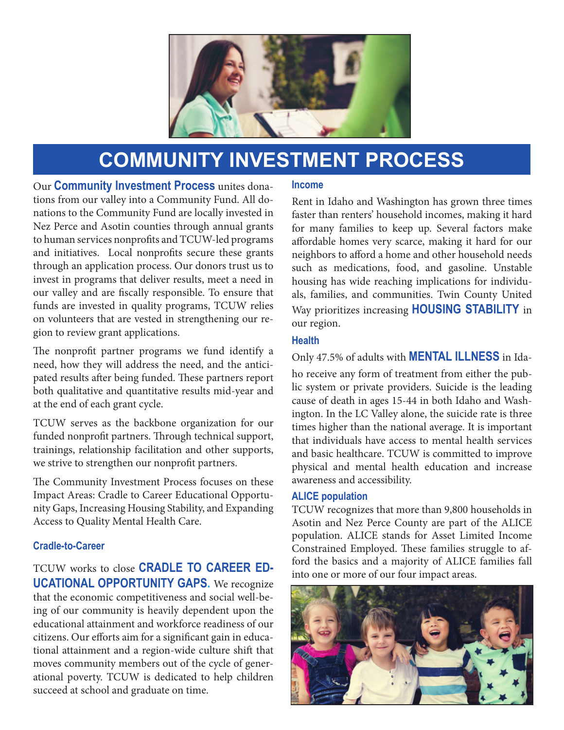# COMMUNITY INVESTMENT PROCESS

Our **Community Investment Process** unites donations from our valley into a Community Fund. All donations to the Community Fund are locally invested in Nez Perce and Asotin counties through annual grants to human services nonprofits and TCUW-led programs and initiatives. Local nonprofits secure these grants through an application process. Our donors trust us to invest in programs that deliver results, meet a need in our valley and are fiscally responsible. To ensure that funds are invested in quality programs, TCUW relies on volunteers that are vested in strengthening our region to review grant applications.

The nonprofit partner programs we fund identify a need, how they will address the need, and the anticipated results after being funded. These partners report both qualitative and quantitative results mid-year and at the end of each grant cycle.

TCUW serves as the backbone organization for our funded nonprofit partners. Through technical support, trainings, relationship facilitation and other supports, we strive to strengthen our nonprofit partners.

The Community Investment Process focuses on these Impact Areas: Cradle to Career Educational Opportunity Gaps, Increasing Housing Stability, and Expanding Access to Quality Mental Health Care.

### Cradle-to-Career

TCUW works to close **CRADLE TO CAREER EDUCATIONAL OPPORTUNITY GAPS.** We recognize that the economic competitiveness and social well-being of our community is heavily dependent upon the educational attainment and workforce readiness of our citizens. Our efforts aim for a significant gain in educational attainment and a region-wide culture shift that moves community members out of the cycle of generational poverty. TCUW is dedicated to help children succeed at school and graduate on time.

### Income

Rent in Idaho and Washington has grown three times faster than renters' household incomes, making it hard for many families to keep up. Several factors make affordable homes very scarce, making it hard for our neighbors to afford a home and other household needs such as medications, food, and gasoline. Unstable housing has wide reaching implications for individuals, families, and communities. Twin County United Way prioritizes increasing **HOUSING STABILITY** in our region.

### Health

Only 47.5% of adults with **MENTAL ILLNESS** in Idaho receive any form of treatment from either the public system or private providers. Suicide is the leading cause of death in ages 15-44 in both Idaho and Washington. In the LC Valley alone, the suicide rate is three times higher than the national average. It is important that individuals have access to mental health services and basic healthcare. TCUW is committed to improve physical and mental health education and increase awareness and accessibility.

### ALICE population

TCUW recognizes that more than 9,800 households in Asotin and Nez Perce County are part of the ALICE population. ALICE stands for Asset Limited Income Constrained Employed. These families struggle to afford the basics and a majority of ALICE families fall into one or more of our four impact areas.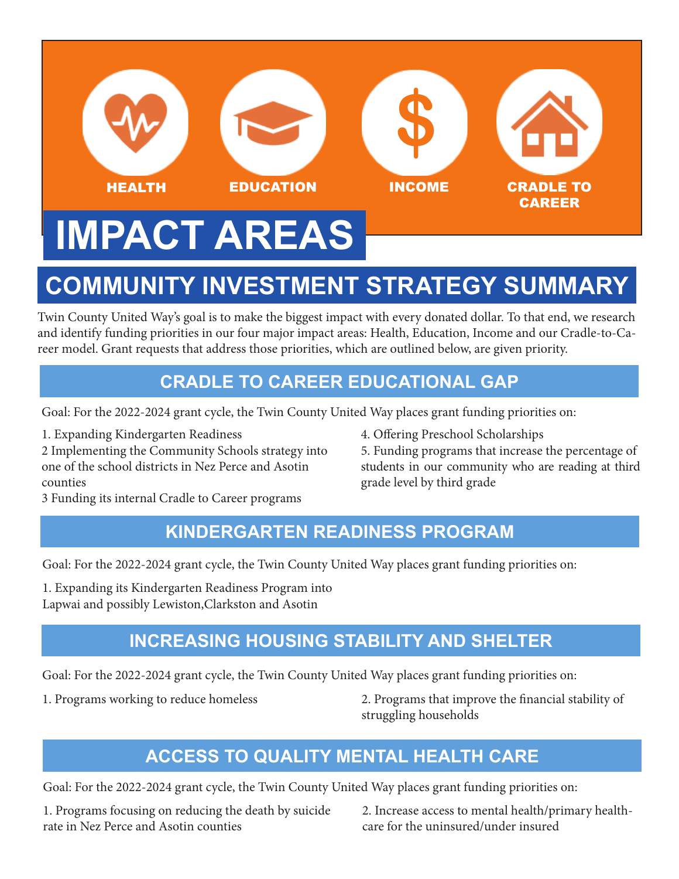HEALTH

EDUCATION

INCOME

CRADLE TO CAREER

# IMPACT AREAS

## COMMUNITY INVESTMENT STRATEGY SUMMARY

Twin County United Way's goal is to make the biggest impact with every donated dollar. To that end, we research and identify funding priorities in our four major impact areas: Health, Education, Income and our Cradle-to-Career model. Grant requests that address those priorities, which are outlined below, are given priority.

### CRADLE TO CAREER EDUCATIONAL GAP

Goal: For the 2022-2024 grant cycle, the Twin County United Way places grant funding priorities on:

1. Expanding Kindergarten Readiness
2 Implementing the Community Schools strategy into one of the school districts in Nez Perce and Asotin counties
3 Funding its internal Cradle to Career programs
4. Offering Preschool Scholarships
5. Funding programs that increase the percentage of students in our community who are reading at third grade level by third grade

### KINDERGARTEN READINESS PROGRAM

Goal: For the 2022-2024 grant cycle, the Twin County United Way places grant funding priorities on:

1. Expanding its Kindergarten Readiness Program into Lapwai and possibly Lewiston,Clarkston and Asotin

### INCREASING HOUSING STABILITY AND SHELTER

Goal: For the 2022-2024 grant cycle, the Twin County United Way places grant funding priorities on:

1. Programs working to reduce homeless
2. Programs that improve the financial stability of struggling households

### ACCESS TO QUALITY MENTAL HEALTH CARE

Goal: For the 2022-2024 grant cycle, the Twin County United Way places grant funding priorities on:

1. Programs focusing on reducing the death by suicide rate in Nez Perce and Asotin counties
2. Increase access to mental health/primary healthcare for the uninsured/under insured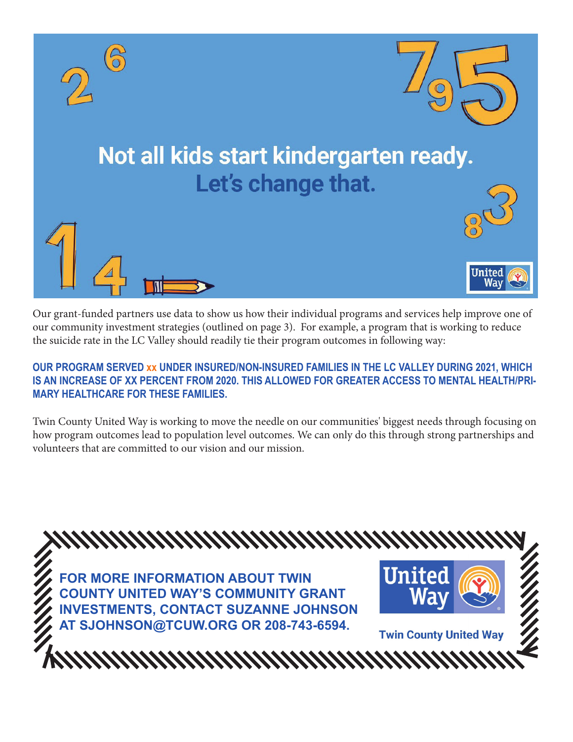# Not all kids start kindergarten ready.

## Let's change that.

Our grant-funded partners use data to show us how their individual programs and services help improve one of our community investment strategies (outlined on page 3). For example, a program that is working to reduce the suicide rate in the LC Valley should readily tie their program outcomes in following way:

**OUR PROGRAM SERVED xx UNDER INSURED/NON-INSURED FAMILIES IN THE LC VALLEY DURING 2021, WHICH IS AN INCREASE OF XX PERCENT FROM 2020. THIS ALLOWED FOR GREATER ACCESS TO MENTAL HEALTH/PRIMARY HEALTHCARE FOR THESE FAMILIES.**

Twin County United Way is working to move the needle on our communities' biggest needs through focusing on how program outcomes lead to population level outcomes. We can only do this through strong partnerships and volunteers that are committed to our vision and our mission.

**FOR MORE INFORMATION ABOUT TWIN COUNTY UNITED WAY'S COMMUNITY GRANT INVESTMENTS, CONTACT SUZANNE JOHNSON AT SJOHNSON@TCUW.ORG OR 208-743-6594.**

Twin County United Way